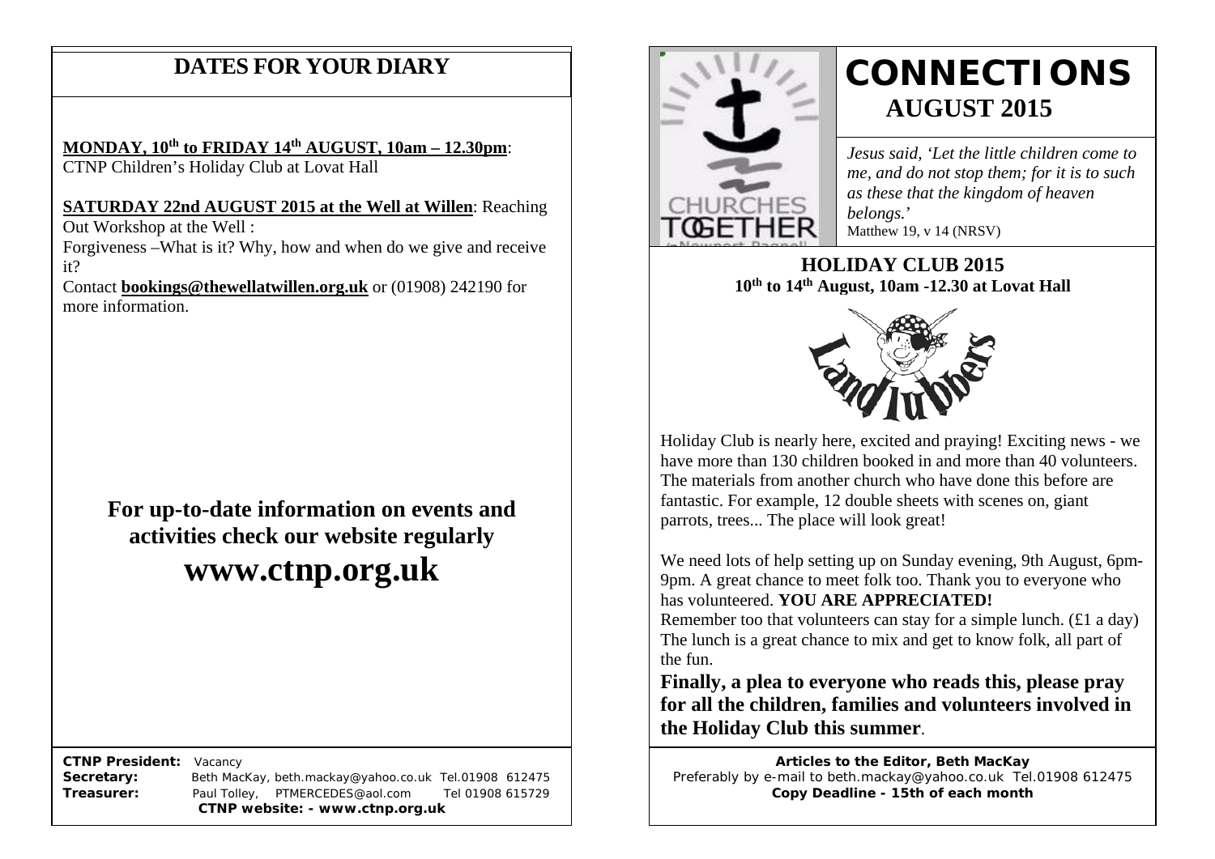## DATES FOR YOUR DIARY

**MONDAY, 10th to FRIDAY 14th AUGUST, 10am – 12.30pm**: CTNP Children's Holiday Club at Lovat Hall

**SATURDAY 22nd AUGUST 2015 at the Well at Willen**: Reaching Out Workshop at the Well :

Forgiveness –What is it? Why, how and when do we give and receive it?

Contact **bookings@thewellatwillen.org.uk** or (01908) 242190 for more information.

### For up-to-date information on events and activities check our website regularly

## www.ctnp.org.uk

**CTNP President:** Vacancy
**Secretary:** Beth MacKay, beth.mackay@yahoo.co.uk Tel.01908 612475
**Treasurer:** Paul Tolley, PTMERCEDES@aol.com Tel 01908 615729
**CTNP website: - www.ctnp.org.uk**

# CONNECTIONS

## AUGUST 2015

*Jesus said, 'Let the little children come to me, and do not stop them; for it is to such as these that the kingdom of heaven belongs.'*
Matthew 19, v 14 (NRSV)

## HOLIDAY CLUB 2015

**10th to 14th August, 10am -12.30 at Lovat Hall**

Holiday Club is nearly here, excited and praying! Exciting news - we have more than 130 children booked in and more than 40 volunteers. The materials from another church who have done this before are fantastic. For example, 12 double sheets with scenes on, giant parrots, trees... The place will look great!

We need lots of help setting up on Sunday evening, 9th August, 6pm-9pm. A great chance to meet folk too. Thank you to everyone who has volunteered. **YOU ARE APPRECIATED!**

Remember too that volunteers can stay for a simple lunch. (£1 a day) The lunch is a great chance to mix and get to know folk, all part of the fun.

**Finally, a plea to everyone who reads this, please pray for all the children, families and volunteers involved in the Holiday Club this summer**.

**Articles to the Editor, Beth MacKay**
Preferably by e-mail to beth.mackay@yahoo.co.uk Tel.01908 612475
**Copy Deadline - 15th of each month**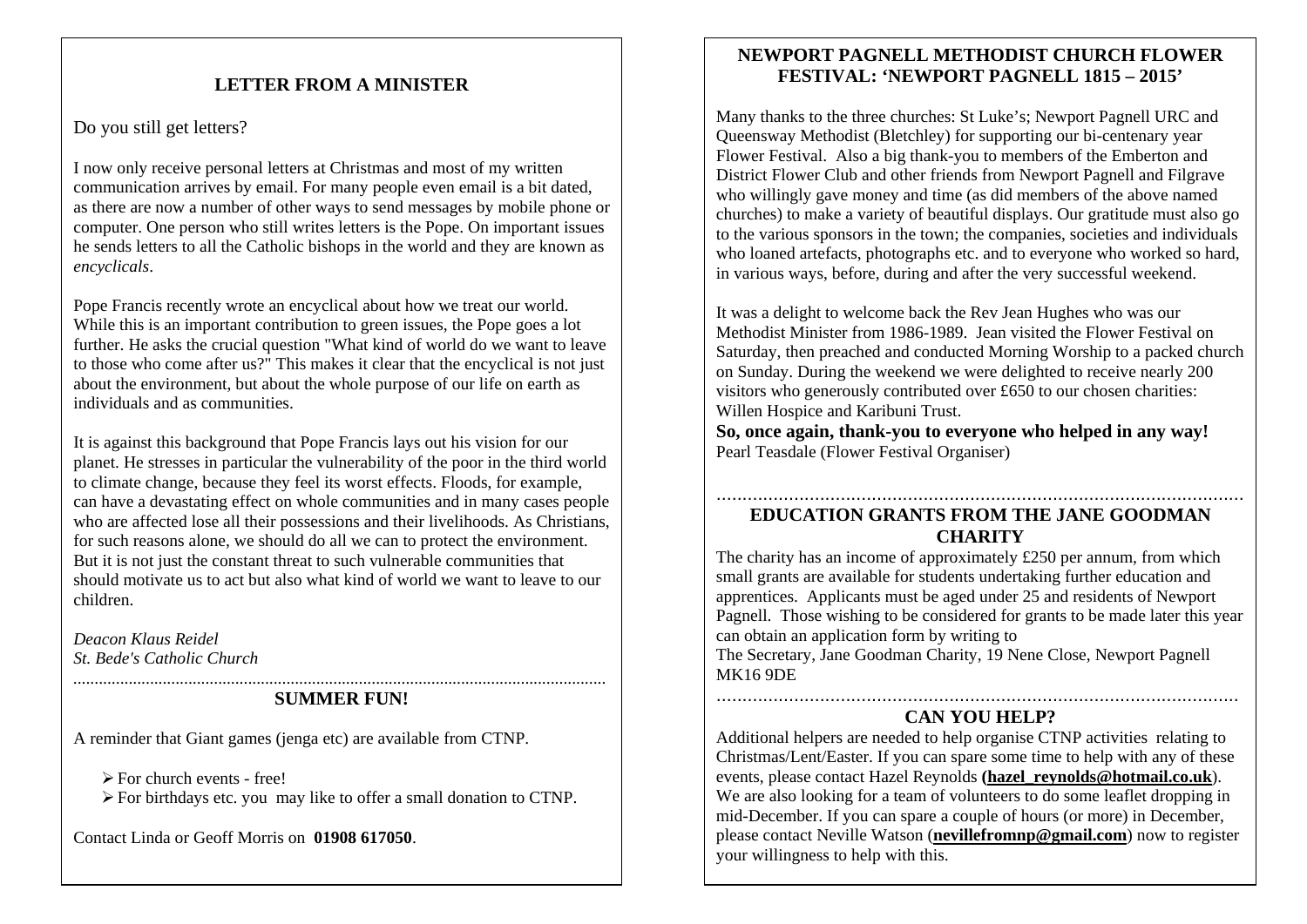## LETTER FROM A MINISTER

Do you still get letters?

I now only receive personal letters at Christmas and most of my written communication arrives by email. For many people even email is a bit dated, as there are now a number of other ways to send messages by mobile phone or computer. One person who still writes letters is the Pope. On important issues he sends letters to all the Catholic bishops in the world and they are known as *encyclicals*.

Pope Francis recently wrote an encyclical about how we treat our world. While this is an important contribution to green issues, the Pope goes a lot further. He asks the crucial question "What kind of world do we want to leave to those who come after us?" This makes it clear that the encyclical is not just about the environment, but about the whole purpose of our life on earth as individuals and as communities.

It is against this background that Pope Francis lays out his vision for our planet. He stresses in particular the vulnerability of the poor in the third world to climate change, because they feel its worst effects. Floods, for example, can have a devastating effect on whole communities and in many cases people who are affected lose all their possessions and their livelihoods. As Christians, for such reasons alone, we should do all we can to protect the environment. But it is not just the constant threat to such vulnerable communities that should motivate us to act but also what kind of world we want to leave to our children.

*Deacon Klaus Reidel*
*St. Bede's Catholic Church*

---

## SUMMER FUN!

A reminder that Giant games (jenga etc) are available from CTNP.

- For church events - free!
- For birthdays etc. you may like to offer a small donation to CTNP.

Contact Linda or Geoff Morris on **01908 617050**.

## NEWPORT PAGNELL METHODIST CHURCH FLOWER FESTIVAL: 'NEWPORT PAGNELL 1815 – 2015'

Many thanks to the three churches: St Luke's; Newport Pagnell URC and Queensway Methodist (Bletchley) for supporting our bi-centenary year Flower Festival. Also a big thank-you to members of the Emberton and District Flower Club and other friends from Newport Pagnell and Filgrave who willingly gave money and time (as did members of the above named churches) to make a variety of beautiful displays. Our gratitude must also go to the various sponsors in the town; the companies, societies and individuals who loaned artefacts, photographs etc. and to everyone who worked so hard, in various ways, before, during and after the very successful weekend.

It was a delight to welcome back the Rev Jean Hughes who was our Methodist Minister from 1986-1989. Jean visited the Flower Festival on Saturday, then preached and conducted Morning Worship to a packed church on Sunday. During the weekend we were delighted to receive nearly 200 visitors who generously contributed over £650 to our chosen charities: Willen Hospice and Karibuni Trust.

**So, once again, thank-you to everyone who helped in any way!**
Pearl Teasdale (Flower Festival Organiser)

---

## EDUCATION GRANTS FROM THE JANE GOODMAN CHARITY

The charity has an income of approximately £250 per annum, from which small grants are available for students undertaking further education and apprentices. Applicants must be aged under 25 and residents of Newport Pagnell. Those wishing to be considered for grants to be made later this year can obtain an application form by writing to
The Secretary, Jane Goodman Charity, 19 Nene Close, Newport Pagnell MK16 9DE

---

## CAN YOU HELP?

Additional helpers are needed to help organise CTNP activities relating to Christmas/Lent/Easter. If you can spare some time to help with any of these events, please contact Hazel Reynolds **(hazel_reynolds@hotmail.co.uk**). We are also looking for a team of volunteers to do some leaflet dropping in mid-December. If you can spare a couple of hours (or more) in December, please contact Neville Watson (**nevillefromnp@gmail.com**) now to register your willingness to help with this.